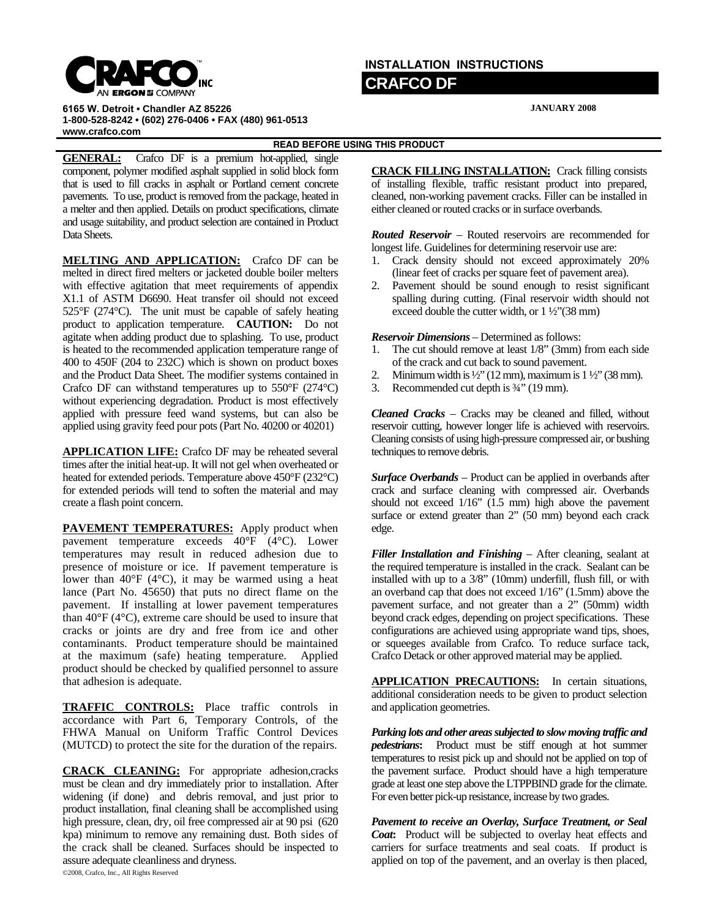CRAFCO INC
AN ERGON COMPANY

6165 W. Detroit • Chandler AZ 85226
1-800-528-8242 • (602) 276-0406 • FAX (480) 961-0513
www.crafco.com

# INSTALLATION INSTRUCTIONS

## CRAFCO DF

**JANUARY 2008**

**READ BEFORE USING THIS PRODUCT**

**GENERAL:** Crafco DF is a premium hot-applied, single component, polymer modified asphalt supplied in solid block form that is used to fill cracks in asphalt or Portland cement concrete pavements. To use, product is removed from the package, heated in a melter and then applied. Details on product specifications, climate and usage suitability, and product selection are contained in Product Data Sheets.

**MELTING AND APPLICATION:** Crafco DF can be melted in direct fired melters or jacketed double boiler melters with effective agitation that meet requirements of appendix X1.1 of ASTM D6690. Heat transfer oil should not exceed 525°F (274°C). The unit must be capable of safely heating product to application temperature. **CAUTION:** Do not agitate when adding product due to splashing. To use, product is heated to the recommended application temperature range of 400 to 450F (204 to 232C) which is shown on product boxes and the Product Data Sheet. The modifier systems contained in Crafco DF can withstand temperatures up to 550°F (274°C) without experiencing degradation. Product is most effectively applied with pressure feed wand systems, but can also be applied using gravity feed pour pots (Part No. 40200 or 40201)

**APPLICATION LIFE:** Crafco DF may be reheated several times after the initial heat-up. It will not gel when overheated or heated for extended periods. Temperature above 450°F (232°C) for extended periods will tend to soften the material and may create a flash point concern.

**PAVEMENT TEMPERATURES:** Apply product when pavement temperature exceeds 40°F (4°C). Lower temperatures may result in reduced adhesion due to presence of moisture or ice. If pavement temperature is lower than 40°F (4°C), it may be warmed using a heat lance (Part No. 45650) that puts no direct flame on the pavement. If installing at lower pavement temperatures than 40°F (4°C), extreme care should be used to insure that cracks or joints are dry and free from ice and other contaminants. Product temperature should be maintained at the maximum (safe) heating temperature. Applied product should be checked by qualified personnel to assure that adhesion is adequate.

**TRAFFIC CONTROLS:** Place traffic controls in accordance with Part 6, Temporary Controls, of the FHWA Manual on Uniform Traffic Control Devices (MUTCD) to protect the site for the duration of the repairs.

**CRACK CLEANING:** For appropriate adhesion,cracks must be clean and dry immediately prior to installation. After widening (if done) and debris removal, and just prior to product installation, final cleaning shall be accomplished using high pressure, clean, dry, oil free compressed air at 90 psi (620 kpa) minimum to remove any remaining dust. Both sides of the crack shall be cleaned. Surfaces should be inspected to assure adequate cleanliness and dryness.

**CRACK FILLING INSTALLATION:** Crack filling consists of installing flexible, traffic resistant product into prepared, cleaned, non-working pavement cracks. Filler can be installed in either cleaned or routed cracks or in surface overbands.

***Routed Reservoir*** – Routed reservoirs are recommended for longest life. Guidelines for determining reservoir use are:

1. Crack density should not exceed approximately 20% (linear feet of cracks per square feet of pavement area).
2. Pavement should be sound enough to resist significant spalling during cutting. (Final reservoir width should not exceed double the cutter width, or 1 ½"(38 mm)

***Reservoir Dimensions*** – Determined as follows:

1. The cut should remove at least 1/8" (3mm) from each side of the crack and cut back to sound pavement.
2. Minimum width is ½" (12 mm), maximum is 1 ½" (38 mm).
3. Recommended cut depth is ¾" (19 mm).

***Cleaned Cracks*** – Cracks may be cleaned and filled, without reservoir cutting, however longer life is achieved with reservoirs. Cleaning consists of using high-pressure compressed air, or bushing techniques to remove debris.

***Surface Overbands*** – Product can be applied in overbands after crack and surface cleaning with compressed air. Overbands should not exceed 1/16" (1.5 mm) high above the pavement surface or extend greater than 2" (50 mm) beyond each crack edge.

***Filler Installation and Finishing*** – After cleaning, sealant at the required temperature is installed in the crack. Sealant can be installed with up to a 3/8" (10mm) underfill, flush fill, or with an overband cap that does not exceed 1/16" (1.5mm) above the pavement surface, and not greater than a 2" (50mm) width beyond crack edges, depending on project specifications. These configurations are achieved using appropriate wand tips, shoes, or squeeges available from Crafco. To reduce surface tack, Crafco Detack or other approved material may be applied.

**APPLICATION PRECAUTIONS:** In certain situations, additional consideration needs to be given to product selection and application geometries.

***Parking lots and other areas subjected to slow moving traffic and pedestrians*:** Product must be stiff enough at hot summer temperatures to resist pick up and should not be applied on top of the pavement surface. Product should have a high temperature grade at least one step above the LTPPBIND grade for the climate. For even better pick-up resistance, increase by two grades.

***Pavement to receive an Overlay, Surface Treatment, or Seal Coat*:** Product will be subjected to overlay heat effects and carriers for surface treatments and seal coats. If product is applied on top of the pavement, and an overlay is then placed,

©2008, Crafco, Inc., All Rights Reserved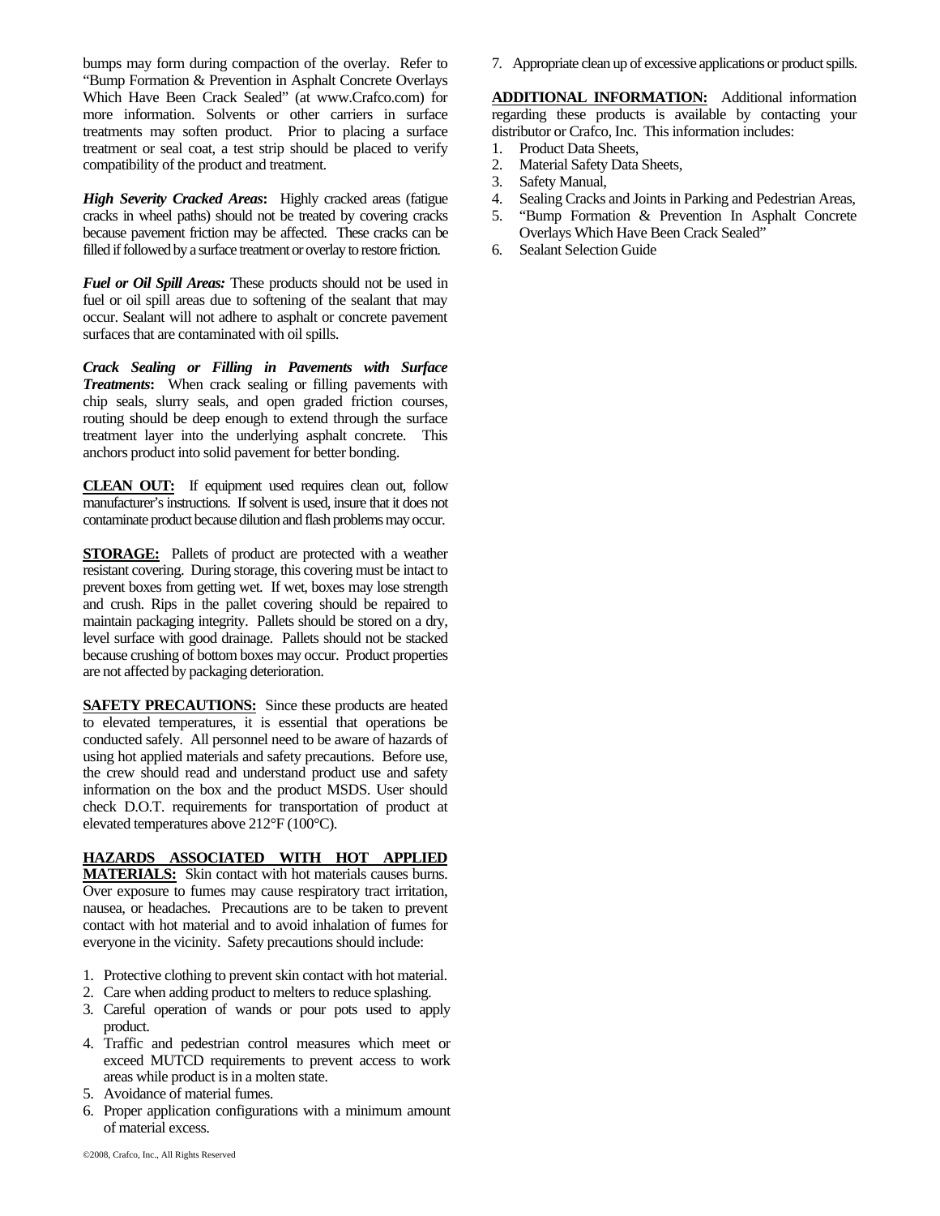bumps may form during compaction of the overlay. Refer to "Bump Formation & Prevention in Asphalt Concrete Overlays Which Have Been Crack Sealed" (at www.Crafco.com) for more information. Solvents or other carriers in surface treatments may soften product. Prior to placing a surface treatment or seal coat, a test strip should be placed to verify compatibility of the product and treatment.

***High Severity Cracked Areas*:** Highly cracked areas (fatigue cracks in wheel paths) should not be treated by covering cracks because pavement friction may be affected. These cracks can be filled if followed by a surface treatment or overlay to restore friction.

***Fuel or Oil Spill Areas:*** These products should not be used in fuel or oil spill areas due to softening of the sealant that may occur. Sealant will not adhere to asphalt or concrete pavement surfaces that are contaminated with oil spills.

***Crack Sealing or Filling in Pavements with Surface Treatments*:** When crack sealing or filling pavements with chip seals, slurry seals, and open graded friction courses, routing should be deep enough to extend through the surface treatment layer into the underlying asphalt concrete. This anchors product into solid pavement for better bonding.

**CLEAN OUT:** If equipment used requires clean out, follow manufacturer's instructions. If solvent is used, insure that it does not contaminate product because dilution and flash problems may occur.

**STORAGE:** Pallets of product are protected with a weather resistant covering. During storage, this covering must be intact to prevent boxes from getting wet. If wet, boxes may lose strength and crush. Rips in the pallet covering should be repaired to maintain packaging integrity. Pallets should be stored on a dry, level surface with good drainage. Pallets should not be stacked because crushing of bottom boxes may occur. Product properties are not affected by packaging deterioration.

**SAFETY PRECAUTIONS:** Since these products are heated to elevated temperatures, it is essential that operations be conducted safely. All personnel need to be aware of hazards of using hot applied materials and safety precautions. Before use, the crew should read and understand product use and safety information on the box and the product MSDS. User should check D.O.T. requirements for transportation of product at elevated temperatures above 212°F (100°C).

**HAZARDS ASSOCIATED WITH HOT APPLIED MATERIALS:** Skin contact with hot materials causes burns. Over exposure to fumes may cause respiratory tract irritation, nausea, or headaches. Precautions are to be taken to prevent contact with hot material and to avoid inhalation of fumes for everyone in the vicinity. Safety precautions should include:

1. Protective clothing to prevent skin contact with hot material.
2. Care when adding product to melters to reduce splashing.
3. Careful operation of wands or pour pots used to apply product.
4. Traffic and pedestrian control measures which meet or exceed MUTCD requirements to prevent access to work areas while product is in a molten state.
5. Avoidance of material fumes.
6. Proper application configurations with a minimum amount of material excess.
7. Appropriate clean up of excessive applications or product spills.

**ADDITIONAL INFORMATION:** Additional information regarding these products is available by contacting your distributor or Crafco, Inc. This information includes:

1. Product Data Sheets,
2. Material Safety Data Sheets,
3. Safety Manual,
4. Sealing Cracks and Joints in Parking and Pedestrian Areas,
5. "Bump Formation & Prevention In Asphalt Concrete Overlays Which Have Been Crack Sealed"
6. Sealant Selection Guide

©2008, Crafco, Inc., All Rights Reserved